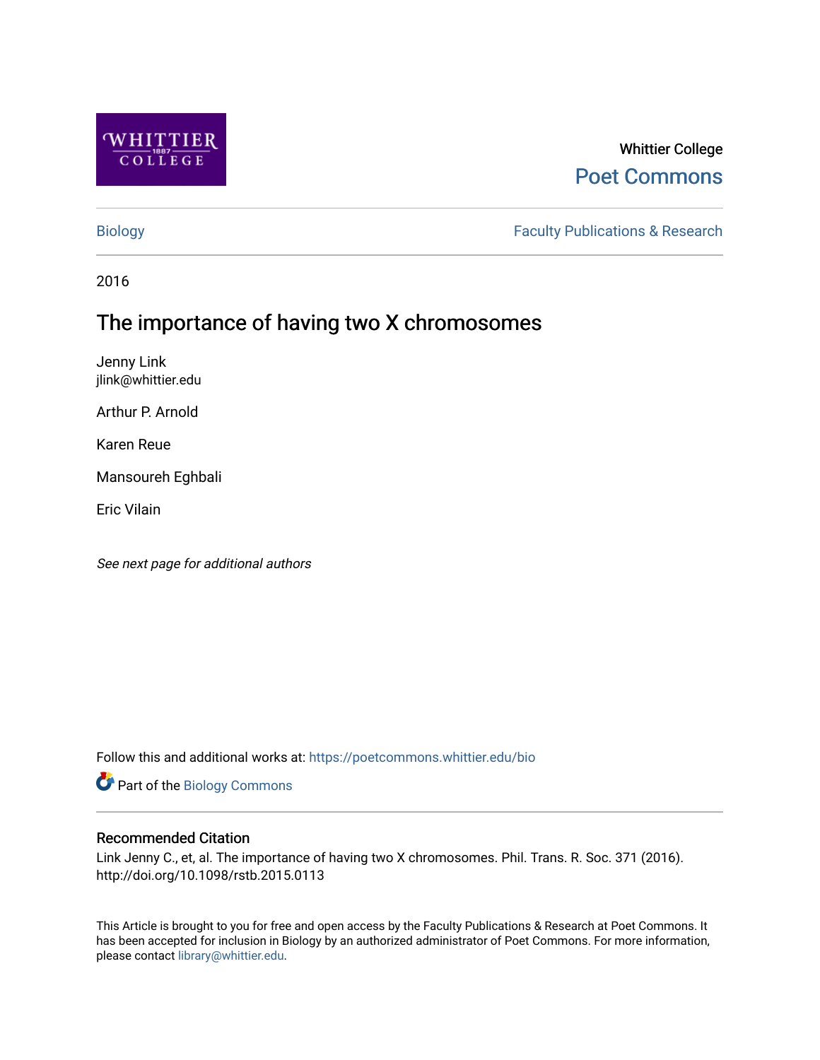Whittier College

Poet Commons

Biology | Faculty Publications & Research

2016

# The importance of having two X chromosomes

Jenny Link
jlink@whittier.edu

Arthur P. Arnold

Karen Reue

Mansoureh Eghbali

Eric Vilain

*See next page for additional authors*

Follow this and additional works at: https://poetcommons.whittier.edu/bio

Part of the Biology Commons

## Recommended Citation

Link Jenny C., et, al. The importance of having two X chromosomes. Phil. Trans. R. Soc. 371 (2016). http://doi.org/10.1098/rstb.2015.0113

This Article is brought to you for free and open access by the Faculty Publications & Research at Poet Commons. It has been accepted for inclusion in Biology by an authorized administrator of Poet Commons. For more information, please contact library@whittier.edu.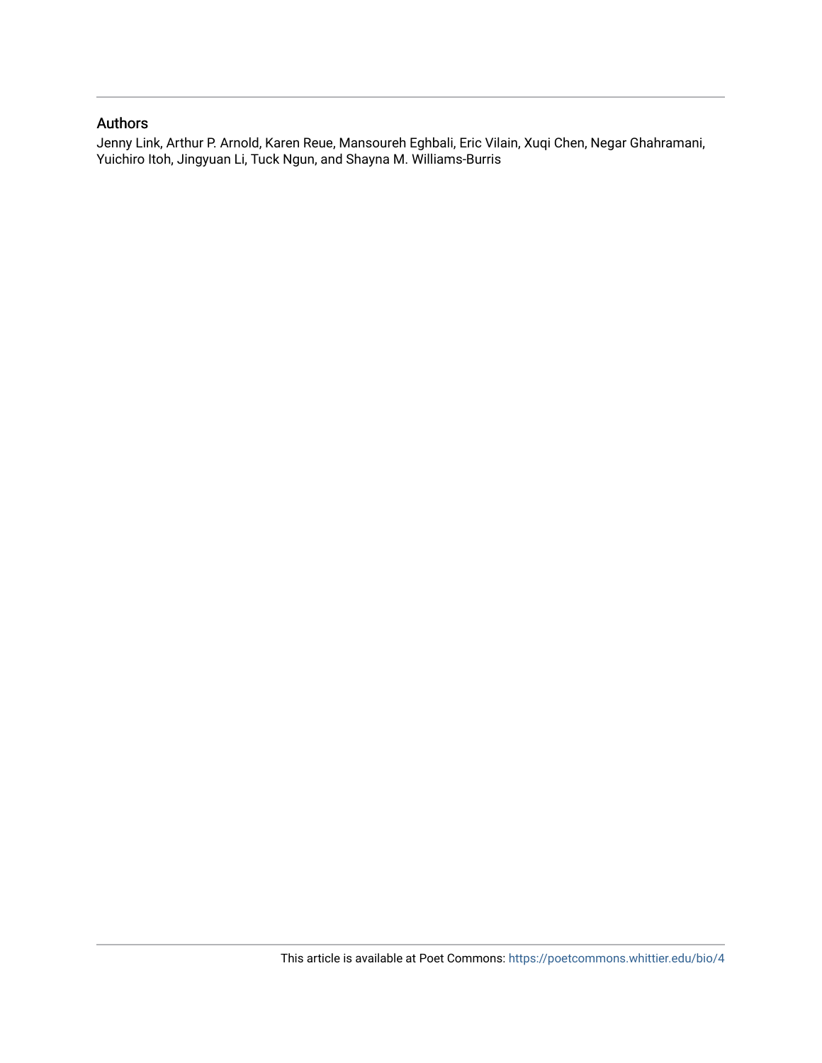## Authors

Jenny Link, Arthur P. Arnold, Karen Reue, Mansoureh Eghbali, Eric Vilain, Xuqi Chen, Negar Ghahramani, Yuichiro Itoh, Jingyuan Li, Tuck Ngun, and Shayna M. Williams-Burris

This article is available at Poet Commons: https://poetcommons.whittier.edu/bio/4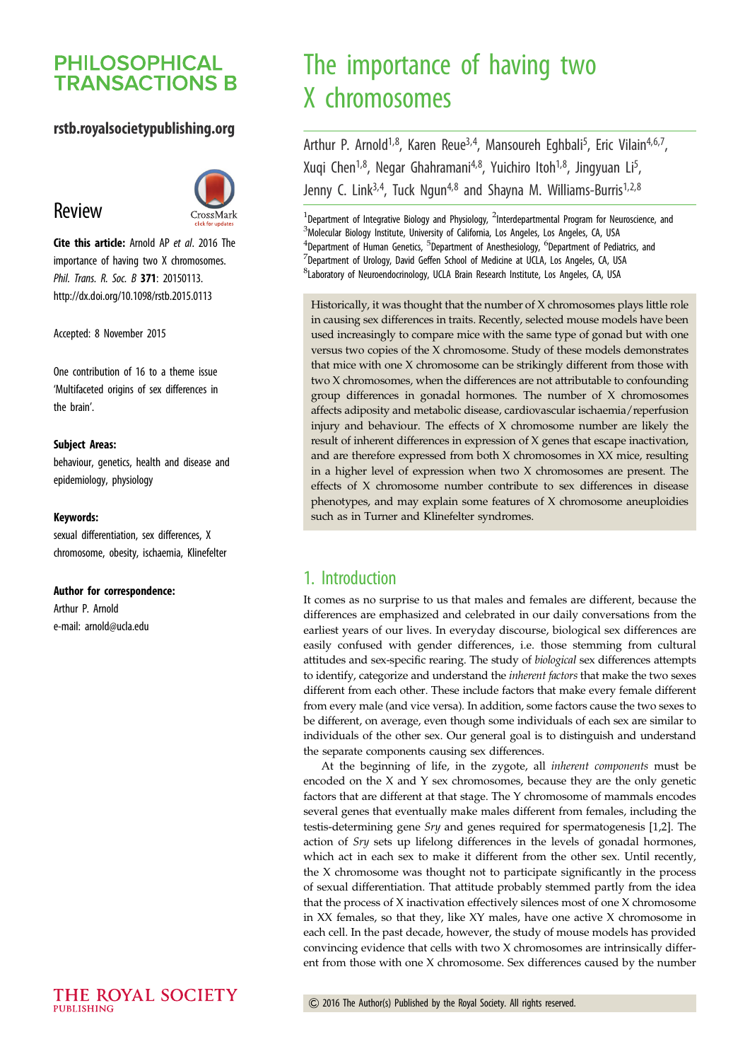# PHILOSOPHICAL TRANSACTIONS B

**rstb.royalsocietypublishing.org**

## Review

**Cite this article:** Arnold AP *et al*. 2016 The importance of having two X chromosomes. *Phil. Trans. R. Soc. B* **371**: 20150113. http://dx.doi.org/10.1098/rstb.2015.0113

Accepted: 8 November 2015

One contribution of 16 to a theme issue 'Multifaceted origins of sex differences in the brain'.

**Subject Areas:**

behaviour, genetics, health and disease and epidemiology, physiology

**Keywords:**

sexual differentiation, sex differences, X chromosome, obesity, ischaemia, Klinefelter

**Author for correspondence:**

Arthur P. Arnold

e-mail: arnold@ucla.edu

# The importance of having two X chromosomes

Arthur P. Arnold[1,8], Karen Reue[3,4], Mansoureh Eghbali[5], Eric Vilain[4,6,7], Xuqi Chen[1,8], Negar Ghahramani[4,8], Yuichiro Itoh[1,8], Jingyuan Li[5], Jenny C. Link[3,4], Tuck Ngun[4,8] and Shayna M. Williams-Burris[1,2,8]

[1]Department of Integrative Biology and Physiology, [2]Interdepartmental Program for Neuroscience, and [3]Molecular Biology Institute, University of California, Los Angeles, Los Angeles, CA, USA
[4]Department of Human Genetics, [5]Department of Anesthesiology, [6]Department of Pediatrics, and [7]Department of Urology, David Geffen School of Medicine at UCLA, Los Angeles, CA, USA
[8]Laboratory of Neuroendocrinology, UCLA Brain Research Institute, Los Angeles, CA, USA

Historically, it was thought that the number of X chromosomes plays little role in causing sex differences in traits. Recently, selected mouse models have been used increasingly to compare mice with the same type of gonad but with one versus two copies of the X chromosome. Study of these models demonstrates that mice with one X chromosome can be strikingly different from those with two X chromosomes, when the differences are not attributable to confounding group differences in gonadal hormones. The number of X chromosomes affects adiposity and metabolic disease, cardiovascular ischaemia/reperfusion injury and behaviour. The effects of X chromosome number are likely the result of inherent differences in expression of X genes that escape inactivation, and are therefore expressed from both X chromosomes in XX mice, resulting in a higher level of expression when two X chromosomes are present. The effects of X chromosome number contribute to sex differences in disease phenotypes, and may explain some features of X chromosome aneuploidies such as in Turner and Klinefelter syndromes.

## 1. Introduction

It comes as no surprise to us that males and females are different, because the differences are emphasized and celebrated in our daily conversations from the earliest years of our lives. In everyday discourse, biological sex differences are easily confused with gender differences, i.e. those stemming from cultural attitudes and sex-specific rearing. The study of *biological* sex differences attempts to identify, categorize and understand the *inherent factors* that make the two sexes different from each other. These include factors that make every female different from every male (and vice versa). In addition, some factors cause the two sexes to be different, on average, even though some individuals of each sex are similar to individuals of the other sex. Our general goal is to distinguish and understand the separate components causing sex differences.

At the beginning of life, in the zygote, all *inherent components* must be encoded on the X and Y sex chromosomes, because they are the only genetic factors that are different at that stage. The Y chromosome of mammals encodes several genes that eventually make males different from females, including the testis-determining gene *Sry* and genes required for spermatogenesis [1,2]. The action of *Sry* sets up lifelong differences in the levels of gonadal hormones, which act in each sex to make it different from the other sex. Until recently, the X chromosome was thought not to participate significantly in the process of sexual differentiation. That attitude probably stemmed partly from the idea that the process of X inactivation effectively silences most of one X chromosome in XX females, so that they, like XY males, have one active X chromosome in each cell. In the past decade, however, the study of mouse models has provided convincing evidence that cells with two X chromosomes are intrinsically different from those with one X chromosome. Sex differences caused by the number

© 2016 The Author(s) Published by the Royal Society. All rights reserved.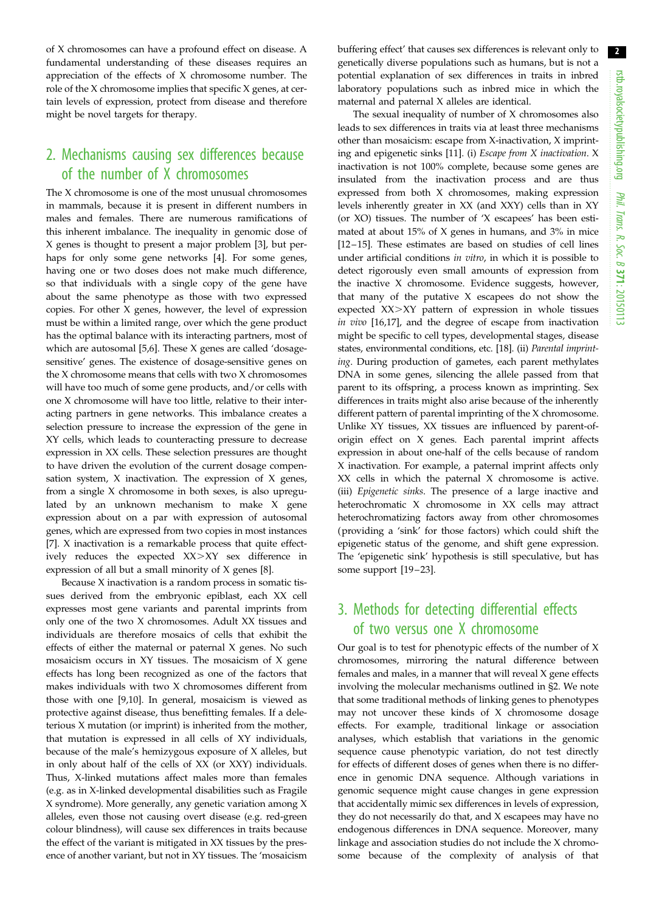of X chromosomes can have a profound effect on disease. A fundamental understanding of these diseases requires an appreciation of the effects of X chromosome number. The role of the X chromosome implies that specific X genes, at certain levels of expression, protect from disease and therefore might be novel targets for therapy.

## 2. Mechanisms causing sex differences because of the number of X chromosomes

The X chromosome is one of the most unusual chromosomes in mammals, because it is present in different numbers in males and females. There are numerous ramifications of this inherent imbalance. The inequality in genomic dose of X genes is thought to present a major problem [3], but perhaps for only some gene networks [4]. For some genes, having one or two doses does not make much difference, so that individuals with a single copy of the gene have about the same phenotype as those with two expressed copies. For other X genes, however, the level of expression must be within a limited range, over which the gene product has the optimal balance with its interacting partners, most of which are autosomal [5,6]. These X genes are called 'dosage-sensitive' genes. The existence of dosage-sensitive genes on the X chromosome means that cells with two X chromosomes will have too much of some gene products, and/or cells with one X chromosome will have too little, relative to their interacting partners in gene networks. This imbalance creates a selection pressure to increase the expression of the gene in XY cells, which leads to counteracting pressure to decrease expression in XX cells. These selection pressures are thought to have driven the evolution of the current dosage compensation system, X inactivation. The expression of X genes, from a single X chromosome in both sexes, is also upregulated by an unknown mechanism to make X gene expression about on a par with expression of autosomal genes, which are expressed from two copies in most instances [7]. X inactivation is a remarkable process that quite effectively reduces the expected XX>XY sex difference in expression of all but a small minority of X genes [8].

Because X inactivation is a random process in somatic tissues derived from the embryonic epiblast, each XX cell expresses most gene variants and parental imprints from only one of the two X chromosomes. Adult XX tissues and individuals are therefore mosaics of cells that exhibit the effects of either the maternal or paternal X genes. No such mosaicism occurs in XY tissues. The mosaicism of X gene effects has long been recognized as one of the factors that makes individuals with two X chromosomes different from those with one [9,10]. In general, mosaicism is viewed as protective against disease, thus benefitting females. If a deleterious X mutation (or imprint) is inherited from the mother, that mutation is expressed in all cells of XY individuals, because of the male's hemizygous exposure of X alleles, but in only about half of the cells of XX (or XXY) individuals. Thus, X-linked mutations affect males more than females (e.g. as in X-linked developmental disabilities such as Fragile X syndrome). More generally, any genetic variation among X alleles, even those not causing overt disease (e.g. red-green colour blindness), will cause sex differences in traits because the effect of the variant is mitigated in XX tissues by the presence of another variant, but not in XY tissues. The 'mosaicism buffering effect' that causes sex differences is relevant only to genetically diverse populations such as humans, but is not a potential explanation of sex differences in traits in inbred laboratory populations such as inbred mice in which the maternal and paternal X alleles are identical.

The sexual inequality of number of X chromosomes also leads to sex differences in traits via at least three mechanisms other than mosaicism: escape from X-inactivation, X imprinting and epigenetic sinks [11]. (i) *Escape from X inactivation*. X inactivation is not 100% complete, because some genes are insulated from the inactivation process and are thus expressed from both X chromosomes, making expression levels inherently greater in XX (and XXY) cells than in XY (or XO) tissues. The number of 'X escapees' has been estimated at about 15% of X genes in humans, and 3% in mice [12–15]. These estimates are based on studies of cell lines under artificial conditions *in vitro*, in which it is possible to detect rigorously even small amounts of expression from the inactive X chromosome. Evidence suggests, however, that many of the putative X escapees do not show the expected XX>XY pattern of expression in whole tissues *in vivo* [16,17], and the degree of escape from inactivation might be specific to cell types, developmental stages, disease states, environmental conditions, etc. [18]. (ii) *Parental imprinting*. During production of gametes, each parent methylates DNA in some genes, silencing the allele passed from that parent to its offspring, a process known as imprinting. Sex differences in traits might also arise because of the inherently different pattern of parental imprinting of the X chromosome. Unlike XY tissues, XX tissues are influenced by parent-of-origin effect on X genes. Each parental imprint affects expression in about one-half of the cells because of random X inactivation. For example, a paternal imprint affects only XX cells in which the paternal X chromosome is active. (iii) *Epigenetic sinks*. The presence of a large inactive and heterochromatic X chromosome in XX cells may attract heterochromatizing factors away from other chromosomes (providing a 'sink' for those factors) which could shift the epigenetic status of the genome, and shift gene expression. The 'epigenetic sink' hypothesis is still speculative, but has some support [19–23].

## 3. Methods for detecting differential effects of two versus one X chromosome

Our goal is to test for phenotypic effects of the number of X chromosomes, mirroring the natural difference between females and males, in a manner that will reveal X gene effects involving the molecular mechanisms outlined in §2. We note that some traditional methods of linking genes to phenotypes may not uncover these kinds of X chromosome dosage effects. For example, traditional linkage or association analyses, which establish that variations in the genomic sequence cause phenotypic variation, do not test directly for effects of different doses of genes when there is no difference in genomic DNA sequence. Although variations in genomic sequence might cause changes in gene expression that accidentally mimic sex differences in levels of expression, they do not necessarily do that, and X escapees may have no endogenous differences in DNA sequence. Moreover, many linkage and association studies do not include the X chromosome because of the complexity of analysis of that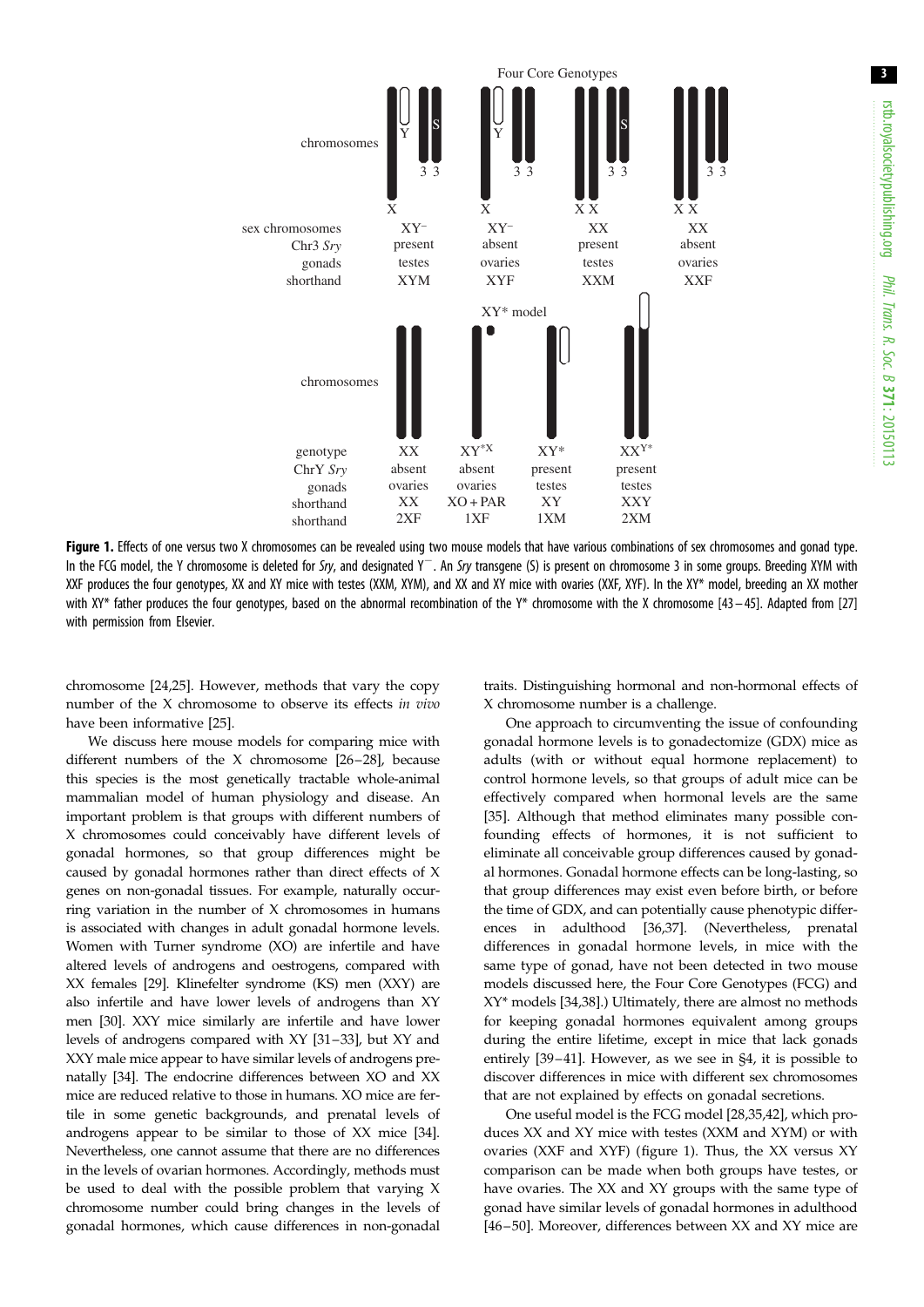| | | Four Core Genotypes | | |
|---|---|---|---|---|
| sex chromosomes | XY⁻ | XY⁻ | XX | XX |
| Chr3 *Sry* | present | absent | present | absent |
| gonads | testes | ovaries | testes | ovaries |
| shorthand | XYM | XYF | XXM | XXF |

| | | XY* model | | |
|---|---|---|---|---|
| genotype | XX | $XY^{*X}$ | XY* | $XX^{Y*}$ |
| ChrY *Sry* | absent | absent | present | present |
| gonads | ovaries | ovaries | testes | testes |
| shorthand | XX | XO + PAR | XY | XXY |
| shorthand | 2XF | 1XF | 1XM | 2XM |

**Figure 1.** Effects of one versus two X chromosomes can be revealed using two mouse models that have various combinations of sex chromosomes and gonad type. In the FCG model, the Y chromosome is deleted for *Sry*, and designated Y⁻. An *Sry* transgene (S) is present on chromosome 3 in some groups. Breeding XYM with XXF produces the four genotypes, XX and XY mice with testes (XXM, XYM), and XX and XY mice with ovaries (XXF, XYF). In the XY* model, breeding an XX mother with XY* father produces the four genotypes, based on the abnormal recombination of the Y* chromosome with the X chromosome [43–45]. Adapted from [27] with permission from Elsevier.

chromosome [24,25]. However, methods that vary the copy number of the X chromosome to observe its effects *in vivo* have been informative [25].

We discuss here mouse models for comparing mice with different numbers of the X chromosome [26–28], because this species is the most genetically tractable whole-animal mammalian model of human physiology and disease. An important problem is that groups with different numbers of X chromosomes could conceivably have different levels of gonadal hormones, so that group differences might be caused by gonadal hormones rather than direct effects of X genes on non-gonadal tissues. For example, naturally occurring variation in the number of X chromosomes in humans is associated with changes in adult gonadal hormone levels. Women with Turner syndrome (XO) are infertile and have altered levels of androgens and oestrogens, compared with XX females [29]. Klinefelter syndrome (KS) men (XXY) are also infertile and have lower levels of androgens than XY men [30]. XXY mice similarly are infertile and have lower levels of androgens compared with XY [31–33], but XY and XXY male mice appear to have similar levels of androgens prenatally [34]. The endocrine differences between XO and XX mice are reduced relative to those in humans. XO mice are fertile in some genetic backgrounds, and prenatal levels of androgens appear to be similar to those of XX mice [34]. Nevertheless, one cannot assume that there are no differences in the levels of ovarian hormones. Accordingly, methods must be used to deal with the possible problem that varying X chromosome number could bring changes in the levels of gonadal hormones, which cause differences in non-gonadal traits. Distinguishing hormonal and non-hormonal effects of X chromosome number is a challenge.

One approach to circumventing the issue of confounding gonadal hormone levels is to gonadectomize (GDX) mice as adults (with or without equal hormone replacement) to control hormone levels, so that groups of adult mice can be effectively compared when hormonal levels are the same [35]. Although that method eliminates many possible confounding effects of hormones, it is not sufficient to eliminate all conceivable group differences caused by gonadal hormones. Gonadal hormone effects can be long-lasting, so that group differences may exist even before birth, or before the time of GDX, and can potentially cause phenotypic differences in adulthood [36,37]. (Nevertheless, prenatal differences in gonadal hormone levels, in mice with the same type of gonad, have not been detected in two mouse models discussed here, the Four Core Genotypes (FCG) and XY* models [34,38].) Ultimately, there are almost no methods for keeping gonadal hormones equivalent among groups during the entire lifetime, except in mice that lack gonads entirely [39–41]. However, as we see in §4, it is possible to discover differences in mice with different sex chromosomes that are not explained by effects on gonadal secretions.

One useful model is the FCG model [28,35,42], which produces XX and XY mice with testes (XXM and XYM) or with ovaries (XXF and XYF) (figure 1). Thus, the XX versus XY comparison can be made when both groups have testes, or have ovaries. The XX and XY groups with the same type of gonad have similar levels of gonadal hormones in adulthood [46–50]. Moreover, differences between XX and XY mice are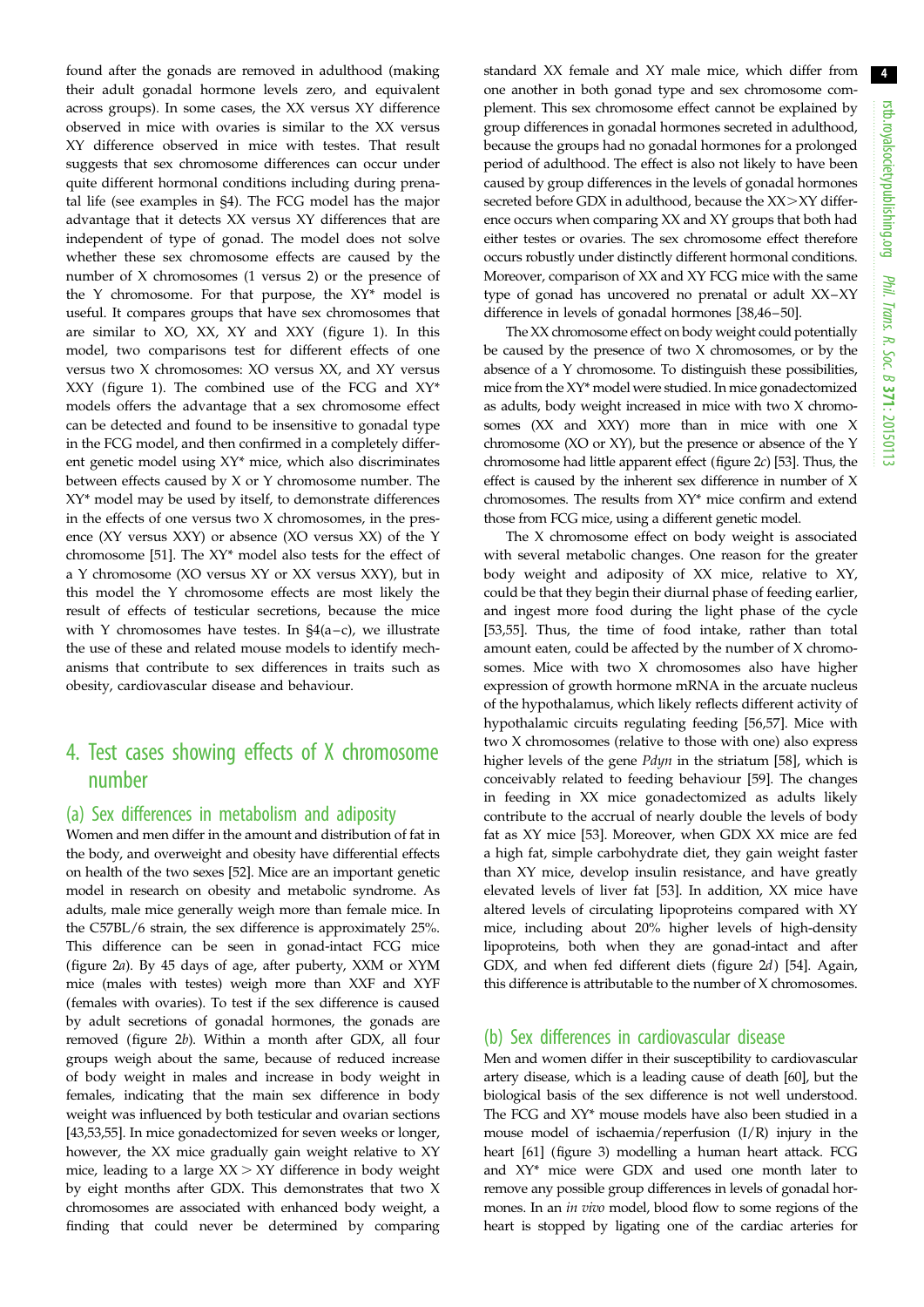found after the gonads are removed in adulthood (making their adult gonadal hormone levels zero, and equivalent across groups). In some cases, the XX versus XY difference observed in mice with ovaries is similar to the XX versus XY difference observed in mice with testes. That result suggests that sex chromosome differences can occur under quite different hormonal conditions including during prenatal life (see examples in §4). The FCG model has the major advantage that it detects XX versus XY differences that are independent of type of gonad. The model does not solve whether these sex chromosome effects are caused by the number of X chromosomes (1 versus 2) or the presence of the Y chromosome. For that purpose, the XY* model is useful. It compares groups that have sex chromosomes that are similar to XO, XX, XY and XXY (figure 1). In this model, two comparisons test for different effects of one versus two X chromosomes: XO versus XX, and XY versus XXY (figure 1). The combined use of the FCG and XY* models offers the advantage that a sex chromosome effect can be detected and found to be insensitive to gonadal type in the FCG model, and then confirmed in a completely different genetic model using XY* mice, which also discriminates between effects caused by X or Y chromosome number. The XY* model may be used by itself, to demonstrate differences in the effects of one versus two X chromosomes, in the presence (XY versus XXY) or absence (XO versus XX) of the Y chromosome [51]. The XY* model also tests for the effect of a Y chromosome (XO versus XY or XX versus XXY), but in this model the Y chromosome effects are most likely the result of effects of testicular secretions, because the mice with Y chromosomes have testes. In §4(a–c), we illustrate the use of these and related mouse models to identify mechanisms that contribute to sex differences in traits such as obesity, cardiovascular disease and behaviour.

## 4. Test cases showing effects of X chromosome number

### (a) Sex differences in metabolism and adiposity

Women and men differ in the amount and distribution of fat in the body, and overweight and obesity have differential effects on health of the two sexes [52]. Mice are an important genetic model in research on obesity and metabolic syndrome. As adults, male mice generally weigh more than female mice. In the C57BL/6 strain, the sex difference is approximately 25%. This difference can be seen in gonad-intact FCG mice (figure 2*a*). By 45 days of age, after puberty, XXM or XYM mice (males with testes) weigh more than XXF and XYF (females with ovaries). To test if the sex difference is caused by adult secretions of gonadal hormones, the gonads are removed (figure 2*b*). Within a month after GDX, all four groups weigh about the same, because of reduced increase of body weight in males and increase in body weight in females, indicating that the main sex difference in body weight was influenced by both testicular and ovarian sections [43,53,55]. In mice gonadectomized for seven weeks or longer, however, the XX mice gradually gain weight relative to XY mice, leading to a large XX > XY difference in body weight by eight months after GDX. This demonstrates that two X chromosomes are associated with enhanced body weight, a finding that could never be determined by comparing standard XX female and XY male mice, which differ from one another in both gonad type and sex chromosome complement. This sex chromosome effect cannot be explained by group differences in gonadal hormones secreted in adulthood, because the groups had no gonadal hormones for a prolonged period of adulthood. The effect is also not likely to have been caused by group differences in the levels of gonadal hormones secreted before GDX in adulthood, because the XX>XY difference occurs when comparing XX and XY groups that both had either testes or ovaries. The sex chromosome effect therefore occurs robustly under distinctly different hormonal conditions. Moreover, comparison of XX and XY FCG mice with the same type of gonad has uncovered no prenatal or adult XX–XY difference in levels of gonadal hormones [38,46–50].

The XX chromosome effect on body weight could potentially be caused by the presence of two X chromosomes, or by the absence of a Y chromosome. To distinguish these possibilities, mice from the XY* model were studied. In mice gonadectomized as adults, body weight increased in mice with two X chromosomes (XX and XXY) more than in mice with one X chromosome (XO or XY), but the presence or absence of the Y chromosome had little apparent effect (figure 2*c*) [53]. Thus, the effect is caused by the inherent sex difference in number of X chromosomes. The results from XY* mice confirm and extend those from FCG mice, using a different genetic model.

The X chromosome effect on body weight is associated with several metabolic changes. One reason for the greater body weight and adiposity of XX mice, relative to XY, could be that they begin their diurnal phase of feeding earlier, and ingest more food during the light phase of the cycle [53,55]. Thus, the time of food intake, rather than total amount eaten, could be affected by the number of X chromosomes. Mice with two X chromosomes also have higher expression of growth hormone mRNA in the arcuate nucleus of the hypothalamus, which likely reflects different activity of hypothalamic circuits regulating feeding [56,57]. Mice with two X chromosomes (relative to those with one) also express higher levels of the gene *Pdyn* in the striatum [58], which is conceivably related to feeding behaviour [59]. The changes in feeding in XX mice gonadectomized as adults likely contribute to the accrual of nearly double the levels of body fat as XY mice [53]. Moreover, when GDX XX mice are fed a high fat, simple carbohydrate diet, they gain weight faster than XY mice, develop insulin resistance, and have greatly elevated levels of liver fat [53]. In addition, XX mice have altered levels of circulating lipoproteins compared with XY mice, including about 20% higher levels of high-density lipoproteins, both when they are gonad-intact and after GDX, and when fed different diets (figure 2*d*) [54]. Again, this difference is attributable to the number of X chromosomes.

### (b) Sex differences in cardiovascular disease

Men and women differ in their susceptibility to cardiovascular artery disease, which is a leading cause of death [60], but the biological basis of the sex difference is not well understood. The FCG and XY* mouse models have also been studied in a mouse model of ischaemia/reperfusion (I/R) injury in the heart [61] (figure 3) modelling a human heart attack. FCG and XY* mice were GDX and used one month later to remove any possible group differences in levels of gonadal hormones. In an *in vivo* model, blood flow to some regions of the heart is stopped by ligating one of the cardiac arteries for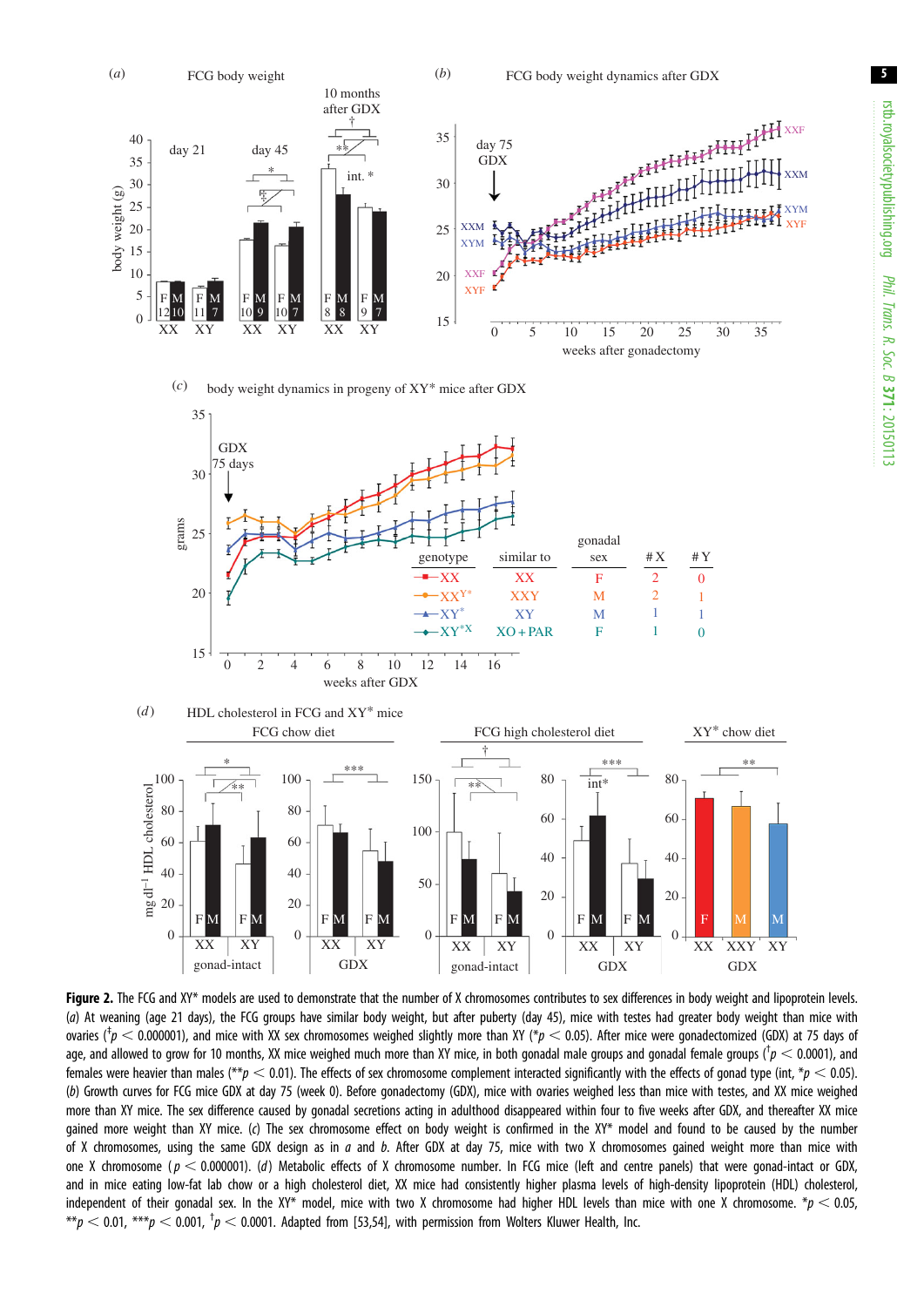**Figure 2.** The FCG and XY* models are used to demonstrate that the number of X chromosomes contributes to sex differences in body weight and lipoprotein levels. (*a*) At weaning (age 21 days), the FCG groups have similar body weight, but after puberty (day 45), mice with testes had greater body weight than mice with ovaries (†$p < 0.000001$), and mice with XX sex chromosomes weighed slightly more than XY (*$p < 0.05$). After mice were gonadectomized (GDX) at 75 days of age, and allowed to grow for 10 months, XX mice weighed much more than XY mice, in both gonadal male groups and gonadal female groups (†$p < 0.0001$), and females were heavier than males (**$p < 0.01$). The effects of sex chromosome complement interacted significantly with the effects of gonad type (int, *$p < 0.05$). (*b*) Growth curves for FCG mice GDX at day 75 (week 0). Before gonadectomy (GDX), mice with ovaries weighed less than mice with testes, and XX mice weighed more than XY mice. The sex difference caused by gonadal secretions acting in adulthood disappeared within four to five weeks after GDX, and thereafter XX mice gained more weight than XY mice. (*c*) The sex chromosome effect on body weight is confirmed in the XY* model and found to be caused by the number of X chromosomes, using the same GDX design as in *a* and *b*. After GDX at day 75, mice with two X chromosomes gained weight more than mice with one X chromosome ($p < 0.000001$). (*d*) Metabolic effects of X chromosome number. In FCG mice (left and centre panels) that were gonad-intact or GDX, and in mice eating low-fat lab chow or a high cholesterol diet, XX mice had consistently higher plasma levels of high-density lipoprotein (HDL) cholesterol, independent of their gonadal sex. In the XY* model, mice with two X chromosome had higher HDL levels than mice with one X chromosome. *$p < 0.05$, **$p < 0.01$, ***$p < 0.001$, †$p < 0.0001$. Adapted from [53,54], with permission from Wolters Kluwer Health, Inc.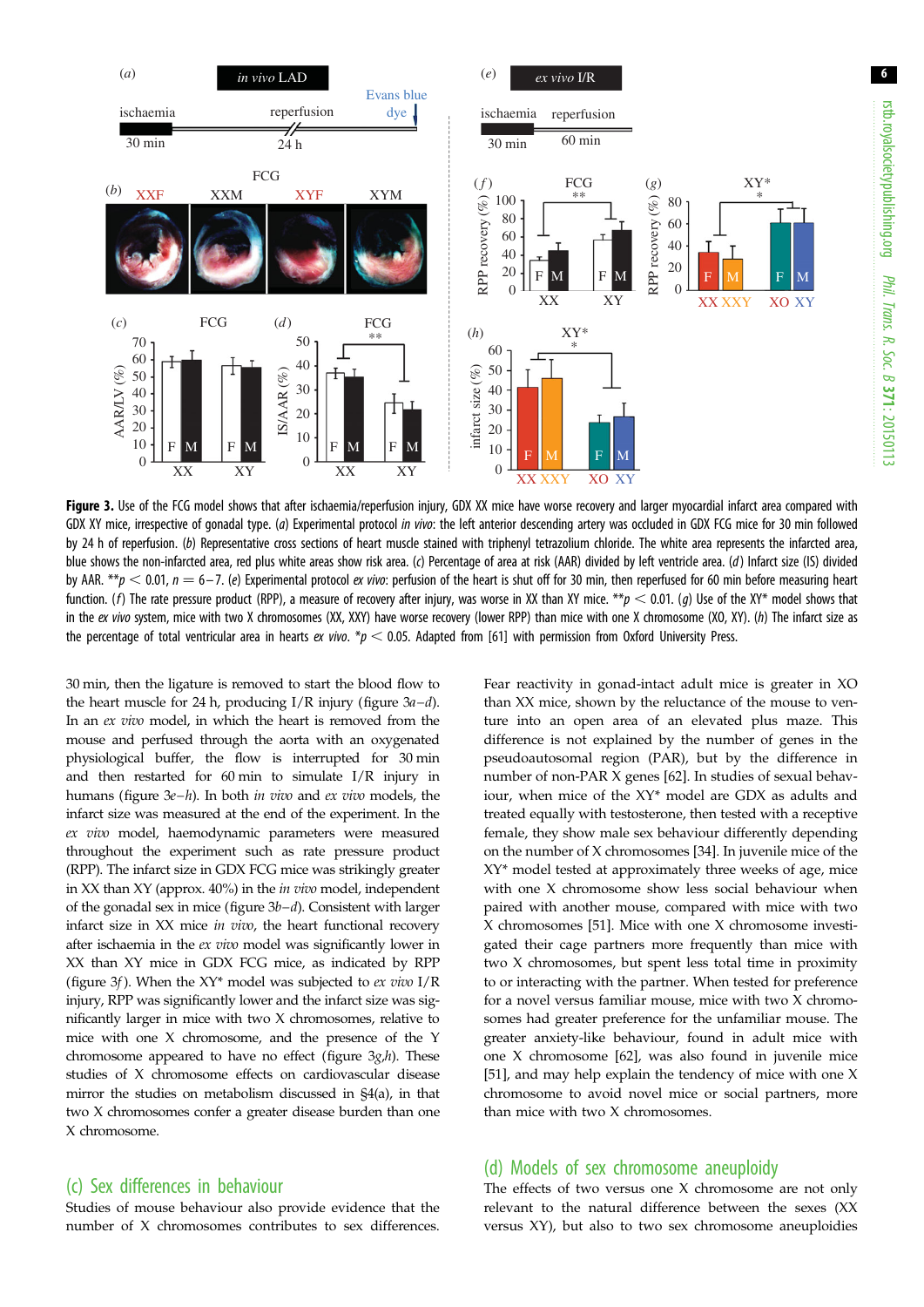**Figure 3.** Use of the FCG model shows that after ischaemia/reperfusion injury, GDX XX mice have worse recovery and larger myocardial infarct area compared with GDX XY mice, irrespective of gonadal type. (*a*) Experimental protocol *in vivo*: the left anterior descending artery was occluded in GDX FCG mice for 30 min followed by 24 h of reperfusion. (*b*) Representative cross sections of heart muscle stained with triphenyl tetrazolium chloride. The white area represents the infarcted area, blue shows the non-infarcted area, red plus white areas show risk area. (*c*) Percentage of area at risk (AAR) divided by left ventricle area. (*d*) Infarct size (IS) divided by AAR. $**p < 0.01$, $n = 6–7$. (*e*) Experimental protocol *ex vivo*: perfusion of the heart is shut off for 30 min, then reperfused for 60 min before measuring heart function. (*f*) The rate pressure product (RPP), a measure of recovery after injury, was worse in XX than XY mice. $**p < 0.01$. (*g*) Use of the XY* model shows that in the *ex vivo* system, mice with two X chromosomes (XX, XXY) have worse recovery (lower RPP) than mice with one X chromosome (XO, XY). (*h*) The infarct size as the percentage of total ventricular area in hearts *ex vivo*. $*p < 0.05$. Adapted from [61] with permission from Oxford University Press.

30 min, then the ligature is removed to start the blood flow to the heart muscle for 24 h, producing I/R injury (figure 3*a*–*d*). In an *ex vivo* model, in which the heart is removed from the mouse and perfused through the aorta with an oxygenated physiological buffer, the flow is interrupted for 30 min and then restarted for 60 min to simulate I/R injury in humans (figure 3*e*–*h*). In both *in vivo* and *ex vivo* models, the infarct size was measured at the end of the experiment. In the *ex vivo* model, haemodynamic parameters were measured throughout the experiment such as rate pressure product (RPP). The infarct size in GDX FCG mice was strikingly greater in XX than XY (approx. 40%) in the *in vivo* model, independent of the gonadal sex in mice (figure 3*b*–*d*). Consistent with larger infarct size in XX mice *in vivo*, the heart functional recovery after ischaemia in the *ex vivo* model was significantly lower in XX than XY mice in GDX FCG mice, as indicated by RPP (figure 3*f*). When the XY* model was subjected to *ex vivo* I/R injury, RPP was significantly lower and the infarct size was significantly larger in mice with two X chromosomes, relative to mice with one X chromosome, and the presence of the Y chromosome appeared to have no effect (figure 3*g*,*h*). These studies of X chromosome effects on cardiovascular disease mirror the studies on metabolism discussed in §4(a), in that two X chromosomes confer a greater disease burden than one X chromosome.

## (c) Sex differences in behaviour

Studies of mouse behaviour also provide evidence that the number of X chromosomes contributes to sex differences. Fear reactivity in gonad-intact adult mice is greater in XO than XX mice, shown by the reluctance of the mouse to venture into an open area of an elevated plus maze. This difference is not explained by the number of genes in the pseudoautosomal region (PAR), but by the difference in number of non-PAR X genes [62]. In studies of sexual behaviour, when mice of the XY* model are GDX as adults and treated equally with testosterone, then tested with a receptive female, they show male sex behaviour differently depending on the number of X chromosomes [34]. In juvenile mice of the XY* model tested at approximately three weeks of age, mice with one X chromosome show less social behaviour when paired with another mouse, compared with mice with two X chromosomes [51]. Mice with one X chromosome investigated their cage partners more frequently than mice with two X chromosomes, but spent less total time in proximity to or interacting with the partner. When tested for preference for a novel versus familiar mouse, mice with two X chromosomes had greater preference for the unfamiliar mouse. The greater anxiety-like behaviour, found in adult mice with one X chromosome [62], was also found in juvenile mice [51], and may help explain the tendency of mice with one X chromosome to avoid novel mice or social partners, more than mice with two X chromosomes.

## (d) Models of sex chromosome aneuploidy

The effects of two versus one X chromosome are not only relevant to the natural difference between the sexes (XX versus XY), but also to two sex chromosome aneuploidies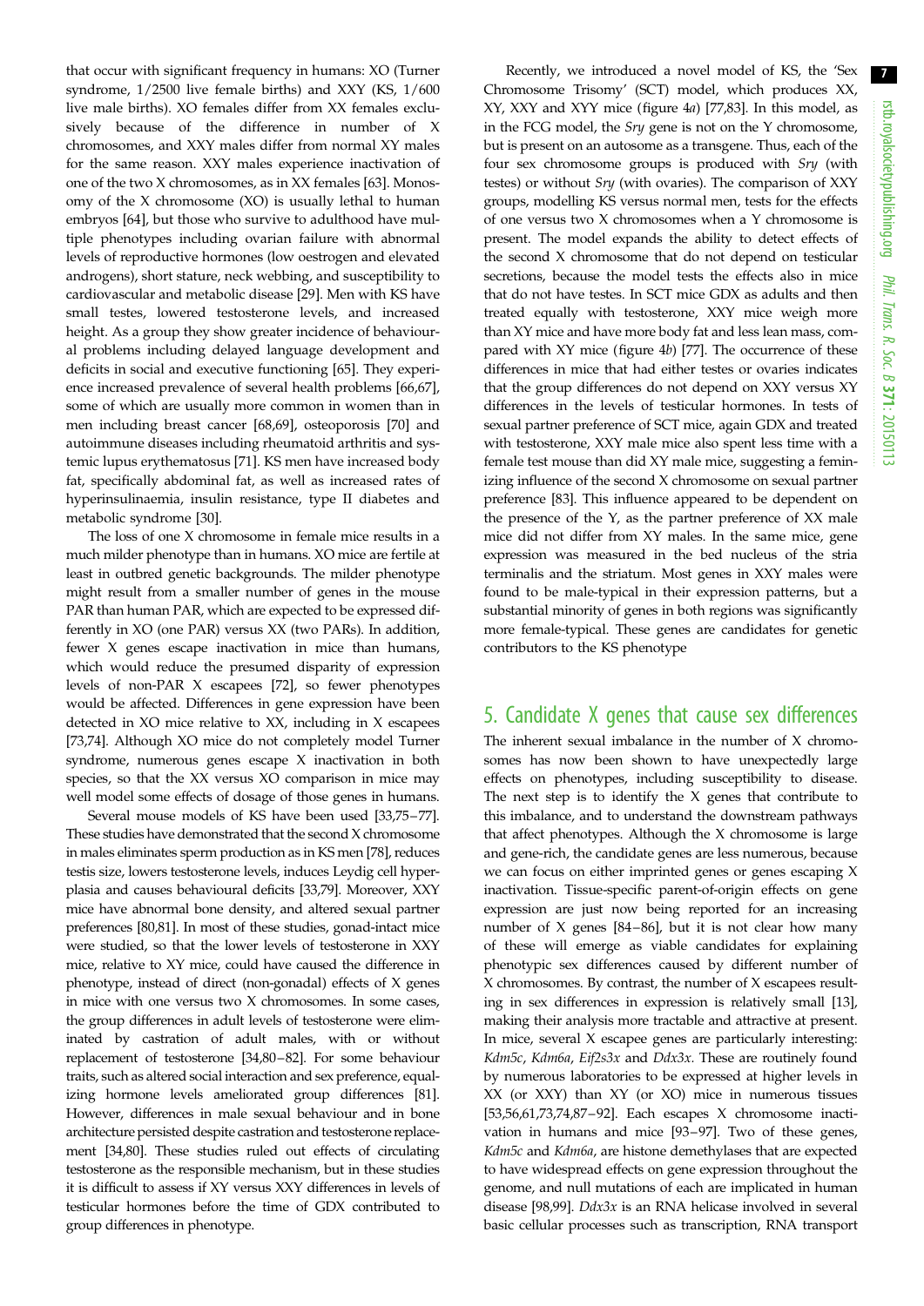that occur with significant frequency in humans: XO (Turner syndrome, 1/2500 live female births) and XXY (KS, 1/600 live male births). XO females differ from XX females exclusively because of the difference in number of X chromosomes, and XXY males differ from normal XY males for the same reason. XXY males experience inactivation of one of the two X chromosomes, as in XX females [63]. Monosomy of the X chromosome (XO) is usually lethal to human embryos [64], but those who survive to adulthood have multiple phenotypes including ovarian failure with abnormal levels of reproductive hormones (low oestrogen and elevated androgens), short stature, neck webbing, and susceptibility to cardiovascular and metabolic disease [29]. Men with KS have small testes, lowered testosterone levels, and increased height. As a group they show greater incidence of behavioural problems including delayed language development and deficits in social and executive functioning [65]. They experience increased prevalence of several health problems [66,67], some of which are usually more common in women than in men including breast cancer [68,69], osteoporosis [70] and autoimmune diseases including rheumatoid arthritis and systemic lupus erythematosus [71]. KS men have increased body fat, specifically abdominal fat, as well as increased rates of hyperinsulinaemia, insulin resistance, type II diabetes and metabolic syndrome [30].

The loss of one X chromosome in female mice results in a much milder phenotype than in humans. XO mice are fertile at least in outbred genetic backgrounds. The milder phenotype might result from a smaller number of genes in the mouse PAR than human PAR, which are expected to be expressed differently in XO (one PAR) versus XX (two PARs). In addition, fewer X genes escape inactivation in mice than humans, which would reduce the presumed disparity of expression levels of non-PAR X escapees [72], so fewer phenotypes would be affected. Differences in gene expression have been detected in XO mice relative to XX, including in X escapees [73,74]. Although XO mice do not completely model Turner syndrome, numerous genes escape X inactivation in both species, so that the XX versus XO comparison in mice may well model some effects of dosage of those genes in humans.

Several mouse models of KS have been used [33,75–77]. These studies have demonstrated that the second X chromosome in males eliminates sperm production as in KS men [78], reduces testis size, lowers testosterone levels, induces Leydig cell hyperplasia and causes behavioural deficits [33,79]. Moreover, XXY mice have abnormal bone density, and altered sexual partner preferences [80,81]. In most of these studies, gonad-intact mice were studied, so that the lower levels of testosterone in XXY mice, relative to XY mice, could have caused the difference in phenotype, instead of direct (non-gonadal) effects of X genes in mice with one versus two X chromosomes. In some cases, the group differences in adult levels of testosterone were eliminated by castration of adult males, with or without replacement of testosterone [34,80–82]. For some behaviour traits, such as altered social interaction and sex preference, equalizing hormone levels ameliorated group differences [81]. However, differences in male sexual behaviour and in bone architecture persisted despite castration and testosterone replacement [34,80]. These studies ruled out effects of circulating testosterone as the responsible mechanism, but in these studies it is difficult to assess if XY versus XXY differences in levels of testicular hormones before the time of GDX contributed to group differences in phenotype.

Recently, we introduced a novel model of KS, the 'Sex Chromosome Trisomy' (SCT) model, which produces XX, XY, XXY and XYY mice (figure 4*a*) [77,83]. In this model, as in the FCG model, the *Sry* gene is not on the Y chromosome, but is present on an autosome as a transgene. Thus, each of the four sex chromosome groups is produced with *Sry* (with testes) or without *Sry* (with ovaries). The comparison of XXY groups, modelling KS versus normal men, tests for the effects of one versus two X chromosomes when a Y chromosome is present. The model expands the ability to detect effects of the second X chromosome that do not depend on testicular secretions, because the model tests the effects also in mice that do not have testes. In SCT mice GDX as adults and then treated equally with testosterone, XXY mice weigh more than XY mice and have more body fat and less lean mass, compared with XY mice (figure 4*b*) [77]. The occurrence of these differences in mice that had either testes or ovaries indicates that the group differences do not depend on XXY versus XY differences in the levels of testicular hormones. In tests of sexual partner preference of SCT mice, again GDX and treated with testosterone, XXY male mice also spent less time with a female test mouse than did XY male mice, suggesting a feminizing influence of the second X chromosome on sexual partner preference [83]. This influence appeared to be dependent on the presence of the Y, as the partner preference of XX male mice did not differ from XY males. In the same mice, gene expression was measured in the bed nucleus of the stria terminalis and the striatum. Most genes in XXY males were found to be male-typical in their expression patterns, but a substantial minority of genes in both regions was significantly more female-typical. These genes are candidates for genetic contributors to the KS phenotype

## 5. Candidate X genes that cause sex differences

The inherent sexual imbalance in the number of X chromosomes has now been shown to have unexpectedly large effects on phenotypes, including susceptibility to disease. The next step is to identify the X genes that contribute to this imbalance, and to understand the downstream pathways that affect phenotypes. Although the X chromosome is large and gene-rich, the candidate genes are less numerous, because we can focus on either imprinted genes or genes escaping X inactivation. Tissue-specific parent-of-origin effects on gene expression are just now being reported for an increasing number of X genes [84–86], but it is not clear how many of these will emerge as viable candidates for explaining phenotypic sex differences caused by different number of X chromosomes. By contrast, the number of X escapees resulting in sex differences in expression is relatively small [13], making their analysis more tractable and attractive at present. In mice, several X escapee genes are particularly interesting: *Kdm5c*, *Kdm6a*, *Eif2s3x* and *Ddx3x*. These are routinely found by numerous laboratories to be expressed at higher levels in XX (or XXY) than XY (or XO) mice in numerous tissues [53,56,61,73,74,87–92]. Each escapes X chromosome inactivation in humans and mice [93–97]. Two of these genes, *Kdm5c* and *Kdm6a*, are histone demethylases that are expected to have widespread effects on gene expression throughout the genome, and null mutations of each are implicated in human disease [98,99]. *Ddx3x* is an RNA helicase involved in several basic cellular processes such as transcription, RNA transport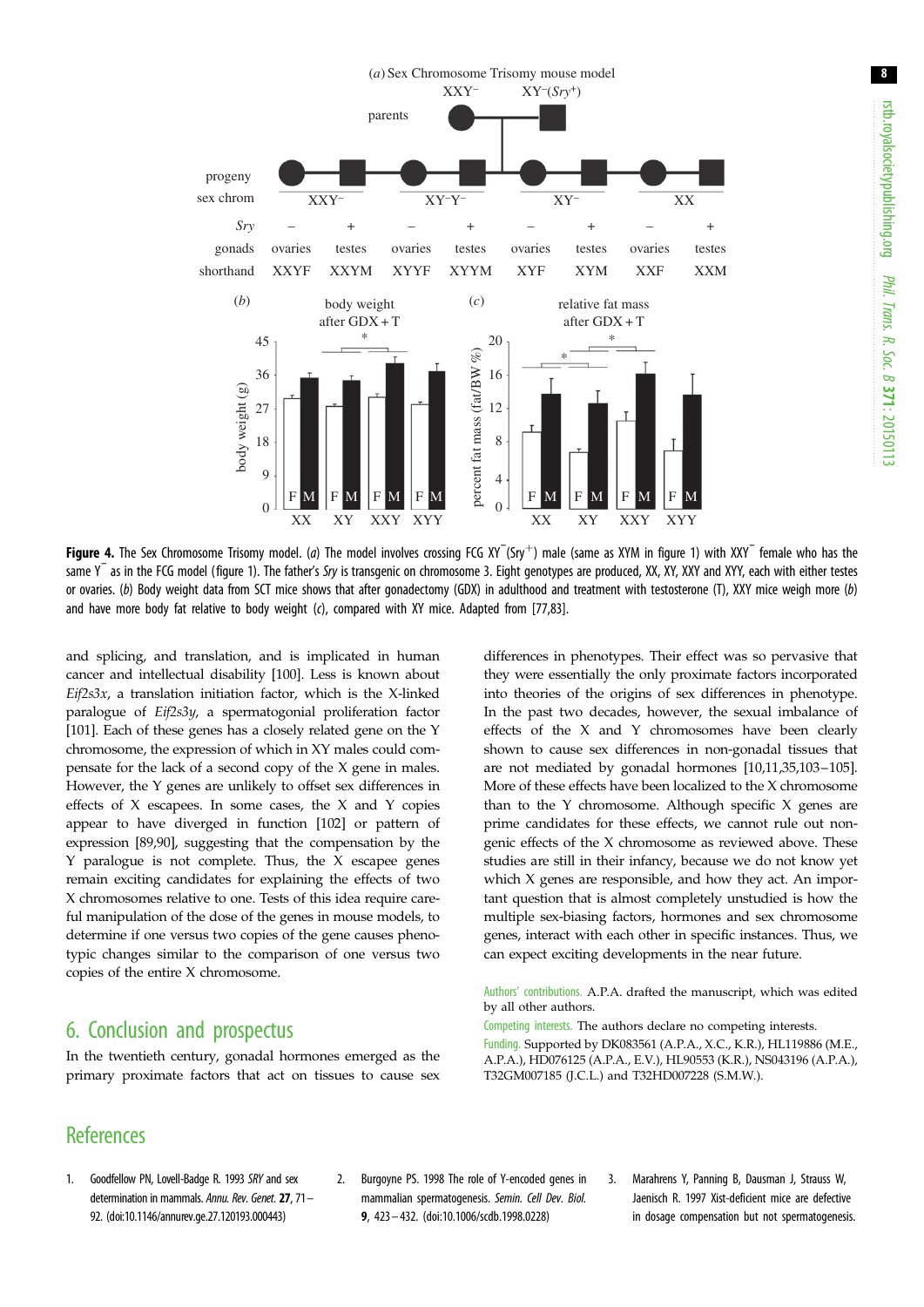**Figure 4.** The Sex Chromosome Trisomy model. (*a*) The model involves crossing FCG $XY^{-}(Sry^{+})$ male (same as XYM in figure 1) with $XXY^{-}$ female who has the same $Y^{-}$ as in the FCG model (figure 1). The father's *Sry* is transgenic on chromosome 3. Eight genotypes are produced, XX, XY, XXY and XYY, each with either testes or ovaries. (*b*) Body weight data from SCT mice shows that after gonadectomy (GDX) in adulthood and treatment with testosterone (T), XXY mice weigh more (*b*) and have more body fat relative to body weight (*c*), compared with XY mice. Adapted from [77,83].

and splicing, and translation, and is implicated in human cancer and intellectual disability [100]. Less is known about *Eif2s3x*, a translation initiation factor, which is the X-linked paralogue of *Eif2s3y*, a spermatogonial proliferation factor [101]. Each of these genes has a closely related gene on the Y chromosome, the expression of which in XY males could compensate for the lack of a second copy of the X gene in males. However, the Y genes are unlikely to offset sex differences in effects of X escapees. In some cases, the X and Y copies appear to have diverged in function [102] or pattern of expression [89,90], suggesting that the compensation by the Y paralogue is not complete. Thus, the X escapee genes remain exciting candidates for explaining the effects of two X chromosomes relative to one. Tests of this idea require careful manipulation of the dose of the genes in mouse models, to determine if one versus two copies of the gene causes phenotypic changes similar to the comparison of one versus two copies of the entire X chromosome.

## 6. Conclusion and prospectus

In the twentieth century, gonadal hormones emerged as the primary proximate factors that act on tissues to cause sex differences in phenotypes. Their effect was so pervasive that they were essentially the only proximate factors incorporated into theories of the origins of sex differences in phenotype. In the past two decades, however, the sexual imbalance of effects of the X and Y chromosomes have been clearly shown to cause sex differences in non-gonadal tissues that are not mediated by gonadal hormones [10,11,35,103–105]. More of these effects have been localized to the X chromosome than to the Y chromosome. Although specific X genes are prime candidates for these effects, we cannot rule out non-genic effects of the X chromosome as reviewed above. These studies are still in their infancy, because we do not know yet which X genes are responsible, and how they act. An important question that is almost completely unstudied is how the multiple sex-biasing factors, hormones and sex chromosome genes, interact with each other in specific instances. Thus, we can expect exciting developments in the near future.

Authors' contributions. A.P.A. drafted the manuscript, which was edited by all other authors.

Competing interests. The authors declare no competing interests.

Funding. Supported by DK083561 (A.P.A., X.C., K.R.), HL119886 (M.E., A.P.A.), HD076125 (A.P.A., E.V.), HL90553 (K.R.), NS043196 (A.P.A.), T32GM007185 (J.C.L.) and T32HD007228 (S.M.W.).

## References

1. Goodfellow PN, Lovell-Badge R. 1993 *SRY* and sex determination in mammals. *Annu. Rev. Genet.* **27**, 71–92. (doi:10.1146/annurev.ge.27.120193.000443)
2. Burgoyne PS. 1998 The role of Y-encoded genes in mammalian spermatogenesis. *Semin. Cell Dev. Biol.* **9**, 423–432. (doi:10.1006/scdb.1998.0228)
3. Marahrens Y, Panning B, Dausman J, Strauss W, Jaenisch R. 1997 Xist-deficient mice are defective in dosage compensation but not spermatogenesis.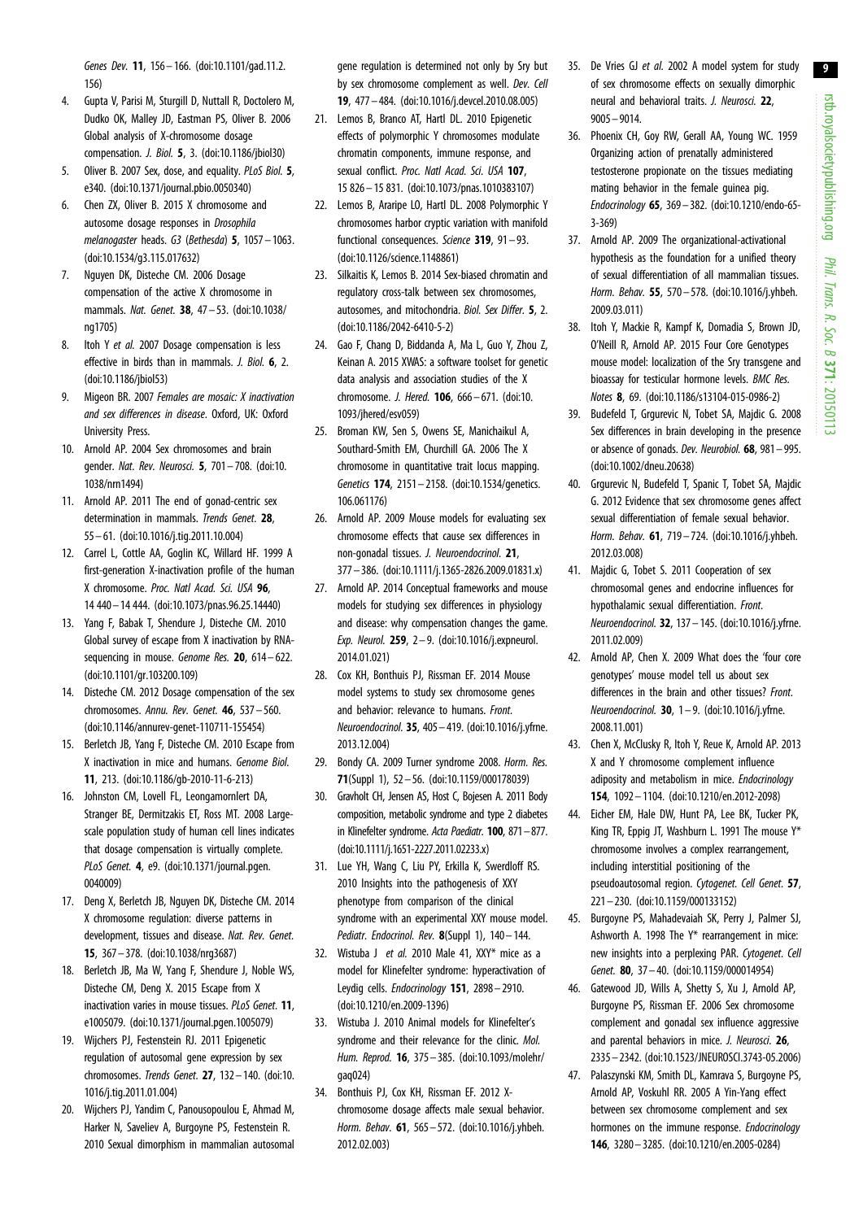*Genes Dev.* **11**, 156 – 166. (doi:10.1101/gad.11.2.156)

4. Gupta V, Parisi M, Sturgill D, Nuttall R, Doctolero M, Dudko OK, Malley JD, Eastman PS, Oliver B. 2006 Global analysis of X-chromosome dosage compensation. *J. Biol.* **5**, 3. (doi:10.1186/jbiol30)
5. Oliver B. 2007 Sex, dose, and equality. *PLoS Biol.* **5**, e340. (doi:10.1371/journal.pbio.0050340)
6. Chen ZX, Oliver B. 2015 X chromosome and autosome dosage responses in *Drosophila melanogaster* heads. *G3* (*Bethesda*) **5**, 1057 – 1063. (doi:10.1534/g3.115.017632)
7. Nguyen DK, Disteche CM. 2006 Dosage compensation of the active X chromosome in mammals. *Nat. Genet.* **38**, 47 – 53. (doi:10.1038/ng1705)
8. Itoh Y *et al.* 2007 Dosage compensation is less effective in birds than in mammals. *J. Biol.* **6**, 2. (doi:10.1186/jbiol53)
9. Migeon BR. 2007 *Females are mosaic: X inactivation and sex differences in disease*. Oxford, UK: Oxford University Press.
10. Arnold AP. 2004 Sex chromosomes and brain gender. *Nat. Rev. Neurosci.* **5**, 701 – 708. (doi:10.1038/nrn1494)
11. Arnold AP. 2011 The end of gonad-centric sex determination in mammals. *Trends Genet.* **28**, 55 – 61. (doi:10.1016/j.tig.2011.10.004)
12. Carrel L, Cottle AA, Goglin KC, Willard HF. 1999 A first-generation X-inactivation profile of the human X chromosome. *Proc. Natl Acad. Sci. USA* **96**, 14 440 – 14 444. (doi:10.1073/pnas.96.25.14440)
13. Yang F, Babak T, Shendure J, Disteche CM. 2010 Global survey of escape from X inactivation by RNA-sequencing in mouse. *Genome Res.* **20**, 614 – 622. (doi:10.1101/gr.103200.109)
14. Disteche CM. 2012 Dosage compensation of the sex chromosomes. *Annu. Rev. Genet.* **46**, 537 – 560. (doi:10.1146/annurev-genet-110711-155454)
15. Berletch JB, Yang F, Disteche CM. 2010 Escape from X inactivation in mice and humans. *Genome Biol.* **11**, 213. (doi:10.1186/gb-2010-11-6-213)
16. Johnston CM, Lovell FL, Leongamornlert DA, Stranger BE, Dermitzakis ET, Ross MT. 2008 Large-scale population study of human cell lines indicates that dosage compensation is virtually complete. *PLoS Genet.* **4**, e9. (doi:10.1371/journal.pgen.0040009)
17. Deng X, Berletch JB, Nguyen DK, Disteche CM. 2014 X chromosome regulation: diverse patterns in development, tissues and disease. *Nat. Rev. Genet.* **15**, 367 – 378. (doi:10.1038/nrg3687)
18. Berletch JB, Ma W, Yang F, Shendure J, Noble WS, Disteche CM, Deng X. 2015 Escape from X inactivation varies in mouse tissues. *PLoS Genet.* **11**, e1005079. (doi:10.1371/journal.pgen.1005079)
19. Wijchers PJ, Festenstein RJ. 2011 Epigenetic regulation of autosomal gene expression by sex chromosomes. *Trends Genet.* **27**, 132 – 140. (doi:10.1016/j.tig.2011.01.004)
20. Wijchers PJ, Yandim C, Panousopoulou E, Ahmad M, Harker N, Saveliev A, Burgoyne PS, Festenstein R. 2010 Sexual dimorphism in mammalian autosomal gene regulation is determined not only by Sry but by sex chromosome complement as well. *Dev. Cell* **19**, 477 – 484. (doi:10.1016/j.devcel.2010.08.005)
21. Lemos B, Branco AT, Hartl DL. 2010 Epigenetic effects of polymorphic Y chromosomes modulate chromatin components, immune response, and sexual conflict. *Proc. Natl Acad. Sci. USA* **107**, 15 826 – 15 831. (doi:10.1073/pnas.1010383107)
22. Lemos B, Araripe LO, Hartl DL. 2008 Polymorphic Y chromosomes harbor cryptic variation with manifold functional consequences. *Science* **319**, 91 – 93. (doi:10.1126/science.1148861)
23. Silkaitis K, Lemos B. 2014 Sex-biased chromatin and regulatory cross-talk between sex chromosomes, autosomes, and mitochondria. *Biol. Sex Differ.* **5**, 2. (doi:10.1186/2042-6410-5-2)
24. Gao F, Chang D, Biddanda A, Ma L, Guo Y, Zhou Z, Keinan A. 2015 XWAS: a software toolset for genetic data analysis and association studies of the X chromosome. *J. Hered.* **106**, 666 – 671. (doi:10.1093/jhered/esv059)
25. Broman KW, Sen S, Owens SE, Manichaikul A, Southard-Smith EM, Churchill GA. 2006 The X chromosome in quantitative trait locus mapping. *Genetics* **174**, 2151 – 2158. (doi:10.1534/genetics.106.061176)
26. Arnold AP. 2009 Mouse models for evaluating sex chromosome effects that cause sex differences in non-gonadal tissues. *J. Neuroendocrinol.* **21**, 377 – 386. (doi:10.1111/j.1365-2826.2009.01831.x)
27. Arnold AP. 2014 Conceptual frameworks and mouse models for studying sex differences in physiology and disease: why compensation changes the game. *Exp. Neurol.* **259**, 2 – 9. (doi:10.1016/j.expneurol.2014.01.021)
28. Cox KH, Bonthuis PJ, Rissman EF. 2014 Mouse model systems to study sex chromosome genes and behavior: relevance to humans. *Front. Neuroendocrinol.* **35**, 405 – 419. (doi:10.1016/j.yfrne.2013.12.004)
29. Bondy CA. 2009 Turner syndrome 2008. *Horm. Res.* **71**(Suppl 1), 52 – 56. (doi:10.1159/000178039)
30. Gravholt CH, Jensen AS, Host C, Bojesen A. 2011 Body composition, metabolic syndrome and type 2 diabetes in Klinefelter syndrome. *Acta Paediatr.* **100**, 871 – 877. (doi:10.1111/j.1651-2227.2011.02233.x)
31. Lue YH, Wang C, Liu PY, Erkilla K, Swerdloff RS. 2010 Insights into the pathogenesis of XXY phenotype from comparison of the clinical syndrome with an experimental XXY mouse model. *Pediatr. Endocrinol. Rev.* **8**(Suppl 1), 140 – 144.
32. Wistuba J *et al.* 2010 Male 41, XXY* mice as a model for Klinefelter syndrome: hyperactivation of Leydig cells. *Endocrinology* **151**, 2898 – 2910. (doi:10.1210/en.2009-1396)
33. Wistuba J. 2010 Animal models for Klinefelter's syndrome and their relevance for the clinic. *Mol. Hum. Reprod.* **16**, 375 – 385. (doi:10.1093/molehr/gaq024)
34. Bonthuis PJ, Cox KH, Rissman EF. 2012 X-chromosome dosage affects male sexual behavior. *Horm. Behav.* **61**, 565 – 572. (doi:10.1016/j.yhbeh.2012.02.003)
35. De Vries GJ *et al.* 2002 A model system for study of sex chromosome effects on sexually dimorphic neural and behavioral traits. *J. Neurosci.* **22**, 9005 – 9014.
36. Phoenix CH, Goy RW, Gerall AA, Young WC. 1959 Organizing action of prenatally administered testosterone propionate on the tissues mediating mating behavior in the female guinea pig. *Endocrinology* **65**, 369 – 382. (doi:10.1210/endo-65-3-369)
37. Arnold AP. 2009 The organizational-activational hypothesis as the foundation for a unified theory of sexual differentiation of all mammalian tissues. *Horm. Behav.* **55**, 570 – 578. (doi:10.1016/j.yhbeh.2009.03.011)
38. Itoh Y, Mackie R, Kampf K, Domadia S, Brown JD, O'Neill R, Arnold AP. 2015 Four Core Genotypes mouse model: localization of the Sry transgene and bioassay for testicular hormone levels. *BMC Res. Notes* **8**, 69. (doi:10.1186/s13104-015-0986-2)
39. Budefeld T, Grgurevic N, Tobet SA, Majdic G. 2008 Sex differences in brain developing in the presence or absence of gonads. *Dev. Neurobiol.* **68**, 981 – 995. (doi:10.1002/dneu.20638)
40. Grgurevic N, Budefeld T, Spanic T, Tobet SA, Majdic G. 2012 Evidence that sex chromosome genes affect sexual differentiation of female sexual behavior. *Horm. Behav.* **61**, 719 – 724. (doi:10.1016/j.yhbeh.2012.03.008)
41. Majdic G, Tobet S. 2011 Cooperation of sex chromosomal genes and endocrine influences for hypothalamic sexual differentiation. *Front. Neuroendocrinol.* **32**, 137 – 145. (doi:10.1016/j.yfrne.2011.02.009)
42. Arnold AP, Chen X. 2009 What does the 'four core genotypes' mouse model tell us about sex differences in the brain and other tissues? *Front. Neuroendocrinol.* **30**, 1 – 9. (doi:10.1016/j.yfrne.2008.11.001)
43. Chen X, McClusky R, Itoh Y, Reue K, Arnold AP. 2013 X and Y chromosome complement influence adiposity and metabolism in mice. *Endocrinology* **154**, 1092 – 1104. (doi:10.1210/en.2012-2098)
44. Eicher EM, Hale DW, Hunt PA, Lee BK, Tucker PK, King TR, Eppig JT, Washburn L. 1991 The mouse Y* chromosome involves a complex rearrangement, including interstitial positioning of the pseudoautosomal region. *Cytogenet. Cell Genet.* **57**, 221 – 230. (doi:10.1159/000133152)
45. Burgoyne PS, Mahadevaiah SK, Perry J, Palmer SJ, Ashworth A. 1998 The Y* rearrangement in mice: new insights into a perplexing PAR. *Cytogenet. Cell Genet.* **80**, 37 – 40. (doi:10.1159/000014954)
46. Gatewood JD, Wills A, Shetty S, Xu J, Arnold AP, Burgoyne PS, Rissman EF. 2006 Sex chromosome complement and gonadal sex influence aggressive and parental behaviors in mice. *J. Neurosci.* **26**, 2335 – 2342. (doi:10.1523/JNEUROSCI.3743-05.2006)
47. Palaszynski KM, Smith DL, Kamrava S, Burgoyne PS, Arnold AP, Voskuhl RR. 2005 A Yin-Yang effect between sex chromosome complement and sex hormones on the immune response. *Endocrinology* **146**, 3280 – 3285. (doi:10.1210/en.2005-0284)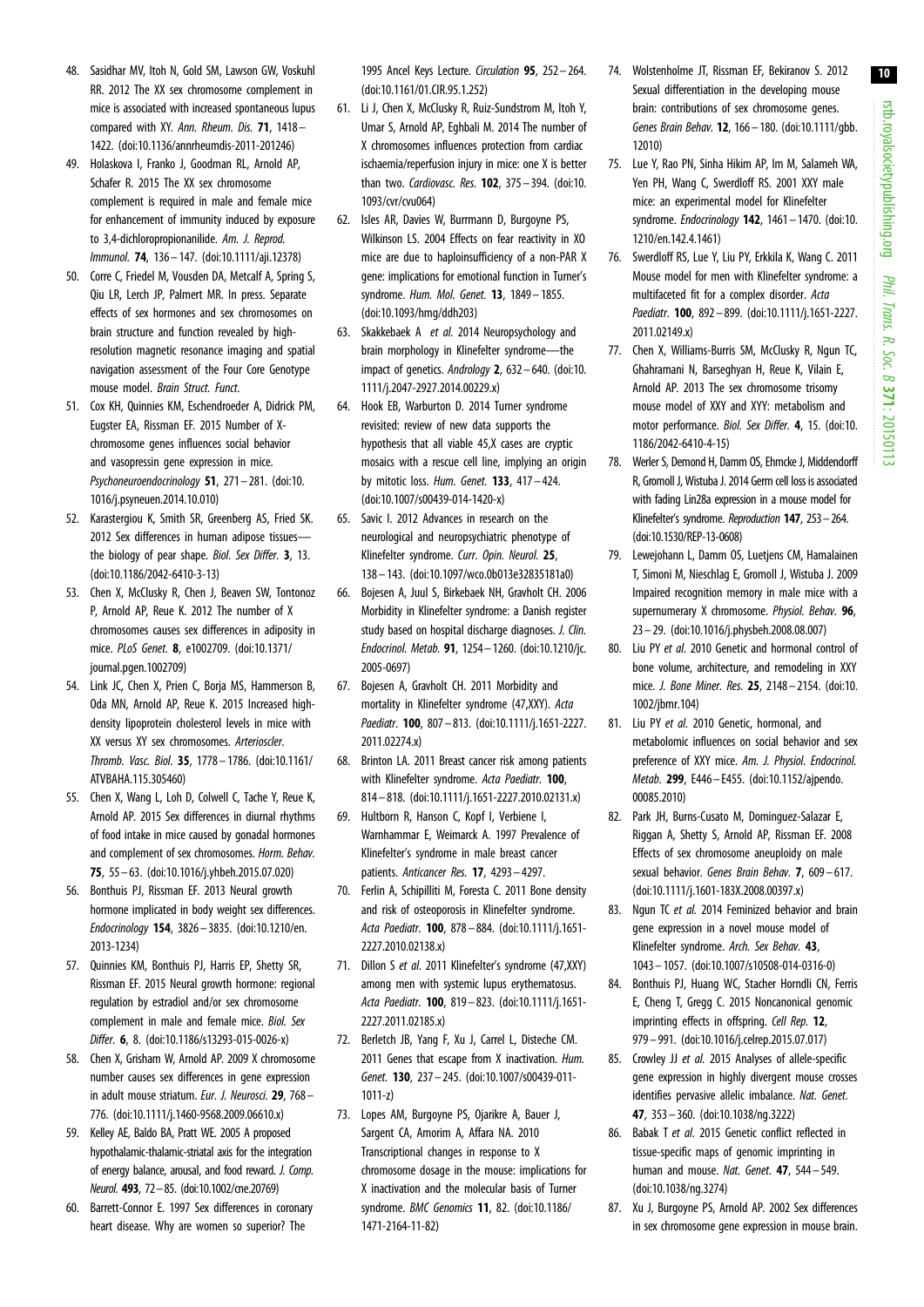48. Sasidhar MV, Itoh N, Gold SM, Lawson GW, Voskuhl RR. 2012 The XX sex chromosome complement in mice is associated with increased spontaneous lupus compared with XY. *Ann. Rheum. Dis.* **71**, 1418–1422. (doi:10.1136/annrheumdis-2011-201246)

49. Holaskova I, Franko J, Goodman RL, Arnold AP, Schafer R. 2015 The XX sex chromosome complement is required in male and female mice for enhancement of immunity induced by exposure to 3,4-dichloropropionanilide. *Am. J. Reprod. Immunol.* **74**, 136–147. (doi:10.1111/aji.12378)

50. Corre C, Friedel M, Vousden DA, Metcalf A, Spring S, Qiu LR, Lerch JP, Palmert MR. In press. Separate effects of sex hormones and sex chromosomes on brain structure and function revealed by high-resolution magnetic resonance imaging and spatial navigation assessment of the Four Core Genotype mouse model. *Brain Struct. Funct.*

51. Cox KH, Quinnies KM, Eschendroeder A, Didrick PM, Eugster EA, Rissman EF. 2015 Number of X-chromosome genes influences social behavior and vasopressin gene expression in mice. *Psychoneuroendocrinology* **51**, 271–281. (doi:10.1016/j.psyneuen.2014.10.010)

52. Karastergiou K, Smith SR, Greenberg AS, Fried SK. 2012 Sex differences in human adipose tissues—the biology of pear shape. *Biol. Sex Differ.* **3**, 13. (doi:10.1186/2042-6410-3-13)

53. Chen X, McClusky R, Chen J, Beaven SW, Tontonoz P, Arnold AP, Reue K. 2012 The number of X chromosomes causes sex differences in adiposity in mice. *PLoS Genet.* **8**, e1002709. (doi:10.1371/journal.pgen.1002709)

54. Link JC, Chen X, Prien C, Borja MS, Hammerson B, Oda MN, Arnold AP, Reue K. 2015 Increased high-density lipoprotein cholesterol levels in mice with XX versus XY sex chromosomes. *Arterioscler. Thromb. Vasc. Biol.* **35**, 1778–1786. (doi:10.1161/ATVBAHA.115.305460)

55. Chen X, Wang L, Loh D, Colwell C, Tache Y, Reue K, Arnold AP. 2015 Sex differences in diurnal rhythms of food intake in mice caused by gonadal hormones and complement of sex chromosomes. *Horm. Behav.* **75**, 55–63. (doi:10.1016/j.yhbeh.2015.07.020)

56. Bonthuis PJ, Rissman EF. 2013 Neural growth hormone implicated in body weight sex differences. *Endocrinology* **154**, 3826–3835. (doi:10.1210/en.2013-1234)

57. Quinnies KM, Bonthuis PJ, Harris EP, Shetty SR, Rissman EF. 2015 Neural growth hormone: regional regulation by estradiol and/or sex chromosome complement in male and female mice. *Biol. Sex Differ.* **6**, 8. (doi:10.1186/s13293-015-0026-x)

58. Chen X, Grisham W, Arnold AP. 2009 X chromosome number causes sex differences in gene expression in adult mouse striatum. *Eur. J. Neurosci.* **29**, 768–776. (doi:10.1111/j.1460-9568.2009.06610.x)

59. Kelley AE, Baldo BA, Pratt WE. 2005 A proposed hypothalamic-thalamic-striatal axis for the integration of energy balance, arousal, and food reward. *J. Comp. Neurol.* **493**, 72–85. (doi:10.1002/cne.20769)

60. Barrett-Connor E. 1997 Sex differences in coronary heart disease. Why are women so superior? The 1995 Ancel Keys Lecture. *Circulation* **95**, 252–264. (doi:10.1161/01.CIR.95.1.252)

61. Li J, Chen X, McClusky R, Ruiz-Sundstrom M, Itoh Y, Umar S, Arnold AP, Eghbali M. 2014 The number of X chromosomes influences protection from cardiac ischaemia/reperfusion injury in mice: one X is better than two. *Cardiovasc. Res.* **102**, 375–394. (doi:10.1093/cvr/cvu064)

62. Isles AR, Davies W, Burrmann D, Burgoyne PS, Wilkinson LS. 2004 Effects on fear reactivity in XO mice are due to haploinsufficiency of a non-PAR X gene: implications for emotional function in Turner's syndrome. *Hum. Mol. Genet.* **13**, 1849–1855. (doi:10.1093/hmg/ddh203)

63. Skakkebaek A *et al.* 2014 Neuropsychology and brain morphology in Klinefelter syndrome—the impact of genetics. *Andrology* **2**, 632–640. (doi:10.1111/j.2047-2927.2014.00229.x)

64. Hook EB, Warburton D. 2014 Turner syndrome revisited: review of new data supports the hypothesis that all viable 45,X cases are cryptic mosaics with a rescue cell line, implying an origin by mitotic loss. *Hum. Genet.* **133**, 417–424. (doi:10.1007/s00439-014-1420-x)

65. Savic I. 2012 Advances in research on the neurological and neuropsychiatric phenotype of Klinefelter syndrome. *Curr. Opin. Neurol.* **25**, 138–143. (doi:10.1097/wco.0b013e32835181a0)

66. Bojesen A, Juul S, Birkebaek NH, Gravholt CH. 2006 Morbidity in Klinefelter syndrome: a Danish register study based on hospital discharge diagnoses. *J. Clin. Endocrinol. Metab.* **91**, 1254–1260. (doi:10.1210/jc.2005-0697)

67. Bojesen A, Gravholt CH. 2011 Morbidity and mortality in Klinefelter syndrome (47,XXY). *Acta Paediatr.* **100**, 807–813. (doi:10.1111/j.1651-2227.2011.02274.x)

68. Brinton LA. 2011 Breast cancer risk among patients with Klinefelter syndrome. *Acta Paediatr.* **100**, 814–818. (doi:10.1111/j.1651-2227.2010.02131.x)

69. Hultborn R, Hanson C, Kopf I, Verbiene I, Warnhammar E, Weimarck A. 1997 Prevalence of Klinefelter's syndrome in male breast cancer patients. *Anticancer Res.* **17**, 4293–4297.

70. Ferlin A, Schipilliti M, Foresta C. 2011 Bone density and risk of osteoporosis in Klinefelter syndrome. *Acta Paediatr.* **100**, 878–884. (doi:10.1111/j.1651-2227.2010.02138.x)

71. Dillon S *et al.* 2011 Klinefelter's syndrome (47,XXY) among men with systemic lupus erythematosus. *Acta Paediatr.* **100**, 819–823. (doi:10.1111/j.1651-2227.2011.02185.x)

72. Berletch JB, Yang F, Xu J, Carrel L, Disteche CM. 2011 Genes that escape from X inactivation. *Hum. Genet.* **130**, 237–245. (doi:10.1007/s00439-011-1011-z)

73. Lopes AM, Burgoyne PS, Ojarikre A, Bauer J, Sargent CA, Amorim A, Affara NA. 2010 Transcriptional changes in response to X chromosome dosage in the mouse: implications for X inactivation and the molecular basis of Turner syndrome. *BMC Genomics* **11**, 82. (doi:10.1186/1471-2164-11-82)

74. Wolstenholme JT, Rissman EF, Bekiranov S. 2012 Sexual differentiation in the developing mouse brain: contributions of sex chromosome genes. *Genes Brain Behav.* **12**, 166–180. (doi:10.1111/gbb.12010)

75. Lue Y, Rao PN, Sinha Hikim AP, Im M, Salameh WA, Yen PH, Wang C, Swerdloff RS. 2001 XXY male mice: an experimental model for Klinefelter syndrome. *Endocrinology* **142**, 1461–1470. (doi:10.1210/en.142.4.1461)

76. Swerdloff RS, Lue Y, Liu PY, Erkkila K, Wang C. 2011 Mouse model for men with Klinefelter syndrome: a multifaceted fit for a complex disorder. *Acta Paediatr.* **100**, 892–899. (doi:10.1111/j.1651-2227.2011.02149.x)

77. Chen X, Williams-Burris SM, McClusky R, Ngun TC, Ghahramani N, Barseghyan H, Reue K, Vilain E, Arnold AP. 2013 The sex chromosome trisomy mouse model of XXY and XYY: metabolism and motor performance. *Biol. Sex Differ.* **4**, 15. (doi:10.1186/2042-6410-4-15)

78. Werler S, Demond H, Damm OS, Ehmcke J, Middendorff R, Gromoll J, Wistuba J. 2014 Germ cell loss is associated with fading Lin28a expression in a mouse model for Klinefelter's syndrome. *Reproduction* **147**, 253–264. (doi:10.1530/REP-13-0608)

79. Lewejohann L, Damm OS, Luetjens CM, Hamalainen T, Simoni M, Nieschlag E, Gromoll J, Wistuba J. 2009 Impaired recognition memory in male mice with a supernumerary X chromosome. *Physiol. Behav.* **96**, 23–29. (doi:10.1016/j.physbeh.2008.08.007)

80. Liu PY *et al.* 2010 Genetic and hormonal control of bone volume, architecture, and remodeling in XXY mice. *J. Bone Miner. Res.* **25**, 2148–2154. (doi:10.1002/jbmr.104)

81. Liu PY *et al.* 2010 Genetic, hormonal, and metabolomic influences on social behavior and sex preference of XXY mice. *Am. J. Physiol. Endocrinol. Metab.* **299**, E446–E455. (doi:10.1152/ajpendo.00085.2010)

82. Park JH, Burns-Cusato M, Dominguez-Salazar E, Riggan A, Shetty S, Arnold AP, Rissman EF. 2008 Effects of sex chromosome aneuploidy on male sexual behavior. *Genes Brain Behav.* **7**, 609–617. (doi:10.1111/j.1601-183X.2008.00397.x)

83. Ngun TC *et al.* 2014 Feminized behavior and brain gene expression in a novel mouse model of Klinefelter syndrome. *Arch. Sex Behav.* **43**, 1043–1057. (doi:10.1007/s10508-014-0316-0)

84. Bonthuis PJ, Huang WC, Stacher Horndli CN, Ferris E, Cheng T, Gregg C. 2015 Noncanonical genomic imprinting effects in offspring. *Cell Rep.* **12**, 979–991. (doi:10.1016/j.celrep.2015.07.017)

85. Crowley JJ *et al.* 2015 Analyses of allele-specific gene expression in highly divergent mouse crosses identifies pervasive allelic imbalance. *Nat. Genet.* **47**, 353–360. (doi:10.1038/ng.3222)

86. Babak T *et al.* 2015 Genetic conflict reflected in tissue-specific maps of genomic imprinting in human and mouse. *Nat. Genet.* **47**, 544–549. (doi:10.1038/ng.3274)

87. Xu J, Burgoyne PS, Arnold AP. 2002 Sex differences in sex chromosome gene expression in mouse brain.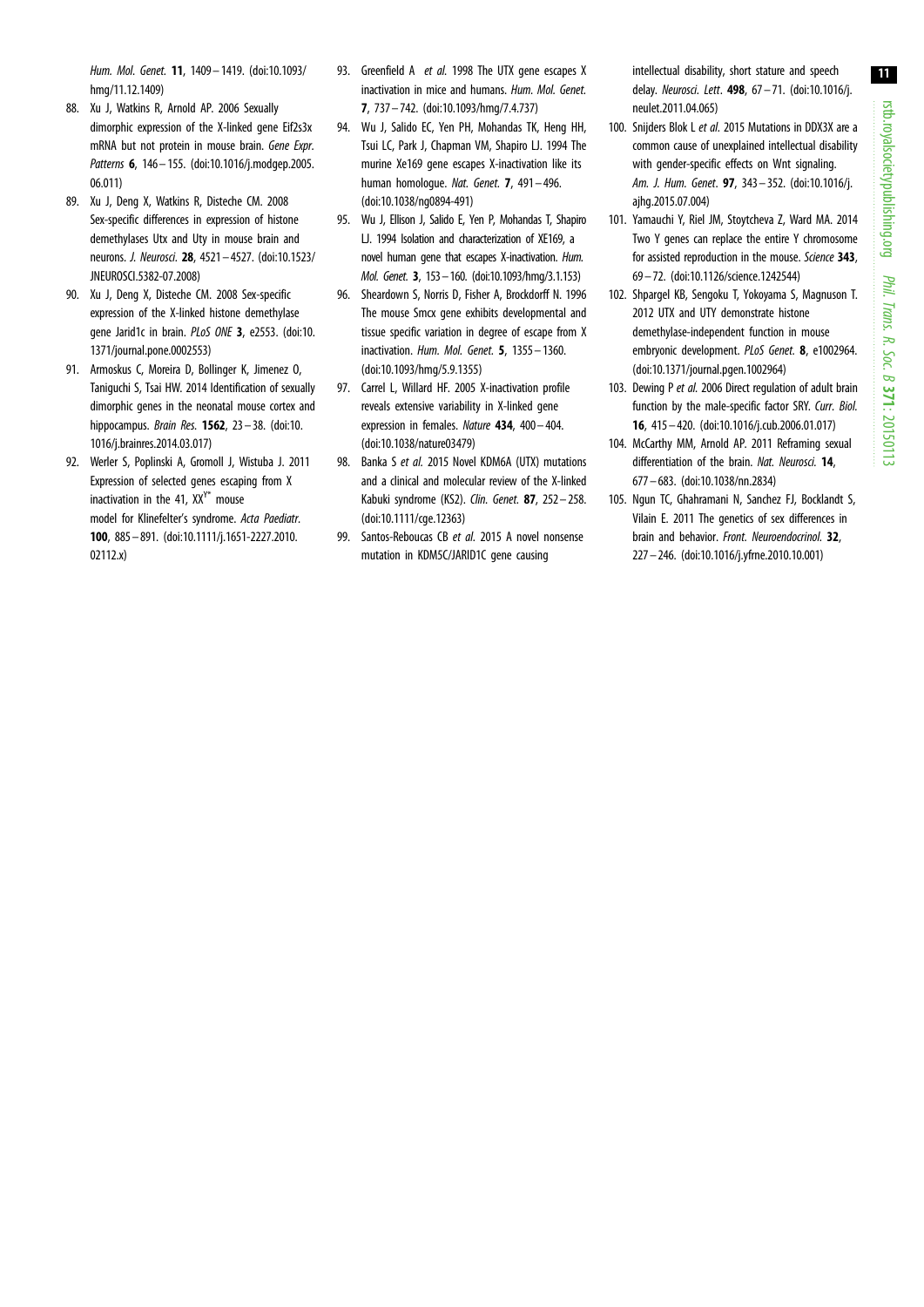*Hum. Mol. Genet.* **11**, 1409–1419. (doi:10.1093/hmg/11.12.1409)

88. Xu J, Watkins R, Arnold AP. 2006 Sexually dimorphic expression of the X-linked gene Eif2s3x mRNA but not protein in mouse brain. *Gene Expr. Patterns* **6**, 146–155. (doi:10.1016/j.modgep.2005.06.011)
89. Xu J, Deng X, Watkins R, Disteche CM. 2008 Sex-specific differences in expression of histone demethylases Utx and Uty in mouse brain and neurons. *J. Neurosci.* **28**, 4521–4527. (doi:10.1523/JNEUROSCI.5382-07.2008)
90. Xu J, Deng X, Disteche CM. 2008 Sex-specific expression of the X-linked histone demethylase gene Jarid1c in brain. *PLoS ONE* **3**, e2553. (doi:10.1371/journal.pone.0002553)
91. Armoskus C, Moreira D, Bollinger K, Jimenez O, Taniguchi S, Tsai HW. 2014 Identification of sexually dimorphic genes in the neonatal mouse cortex and hippocampus. *Brain Res.* **1562**, 23–38. (doi:10.1016/j.brainres.2014.03.017)
92. Werler S, Poplinski A, Gromoll J, Wistuba J. 2011 Expression of selected genes escaping from X inactivation in the 41, XX$^{Y*}$ mouse model for Klinefelter's syndrome. *Acta Paediatr.* **100**, 885–891. (doi:10.1111/j.1651-2227.2010.02112.x)
93. Greenfield A *et al.* 1998 The UTX gene escapes X inactivation in mice and humans. *Hum. Mol. Genet.* **7**, 737–742. (doi:10.1093/hmg/7.4.737)
94. Wu J, Salido EC, Yen PH, Mohandas TK, Heng HH, Tsui LC, Park J, Chapman VM, Shapiro LJ. 1994 The murine Xe169 gene escapes X-inactivation like its human homologue. *Nat. Genet.* **7**, 491–496. (doi:10.1038/ng0894-491)
95. Wu J, Ellison J, Salido E, Yen P, Mohandas T, Shapiro LJ. 1994 Isolation and characterization of XE169, a novel human gene that escapes X-inactivation. *Hum. Mol. Genet.* **3**, 153–160. (doi:10.1093/hmg/3.1.153)
96. Sheardown S, Norris D, Fisher A, Brockdorff N. 1996 The mouse Smcx gene exhibits developmental and tissue specific variation in degree of escape from X inactivation. *Hum. Mol. Genet.* **5**, 1355–1360. (doi:10.1093/hmg/5.9.1355)
97. Carrel L, Willard HF. 2005 X-inactivation profile reveals extensive variability in X-linked gene expression in females. *Nature* **434**, 400–404. (doi:10.1038/nature03479)
98. Banka S *et al.* 2015 Novel KDM6A (UTX) mutations and a clinical and molecular review of the X-linked Kabuki syndrome (KS2). *Clin. Genet.* **87**, 252–258. (doi:10.1111/cge.12363)
99. Santos-Reboucas CB *et al.* 2015 A novel nonsense mutation in KDM5C/JARID1C gene causing intellectual disability, short stature and speech delay. *Neurosci. Lett.* **498**, 67–71. (doi:10.1016/j.neulet.2011.04.065)
100. Snijders Blok L *et al.* 2015 Mutations in DDX3X are a common cause of unexplained intellectual disability with gender-specific effects on Wnt signaling. *Am. J. Hum. Genet.* **97**, 343–352. (doi:10.1016/j.ajhg.2015.07.004)
101. Yamauchi Y, Riel JM, Stoytcheva Z, Ward MA. 2014 Two Y genes can replace the entire Y chromosome for assisted reproduction in the mouse. *Science* **343**, 69–72. (doi:10.1126/science.1242544)
102. Shpargel KB, Sengoku T, Yokoyama S, Magnuson T. 2012 UTX and UTY demonstrate histone demethylase-independent function in mouse embryonic development. *PLoS Genet.* **8**, e1002964. (doi:10.1371/journal.pgen.1002964)
103. Dewing P *et al.* 2006 Direct regulation of adult brain function by the male-specific factor SRY. *Curr. Biol.* **16**, 415–420. (doi:10.1016/j.cub.2006.01.017)
104. McCarthy MM, Arnold AP. 2011 Reframing sexual differentiation of the brain. *Nat. Neurosci.* **14**, 677–683. (doi:10.1038/nn.2834)
105. Ngun TC, Ghahramani N, Sanchez FJ, Bocklandt S, Vilain E. 2011 The genetics of sex differences in brain and behavior. *Front. Neuroendocrinol.* **32**, 227–246. (doi:10.1016/j.yfrne.2010.10.001)